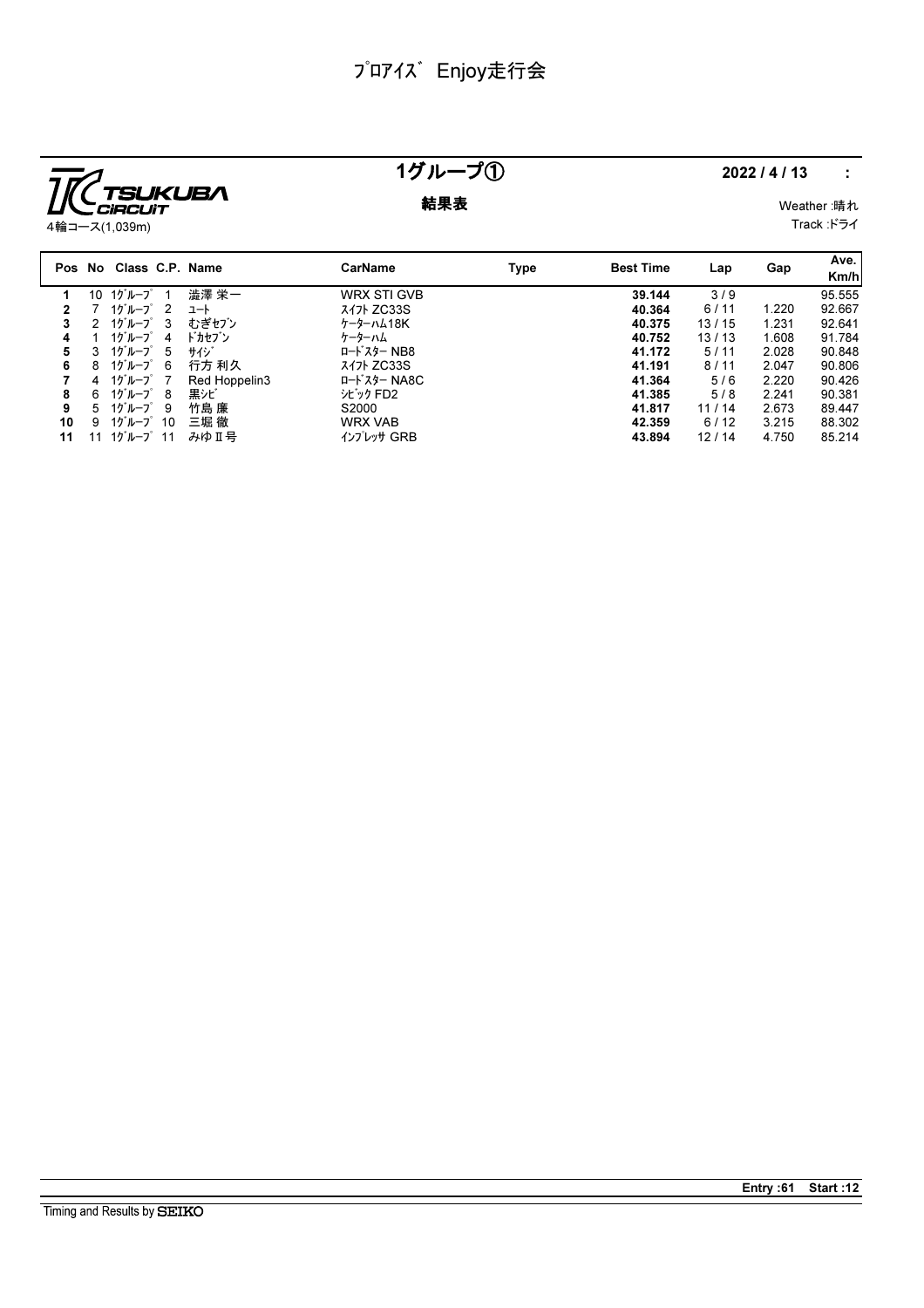# ﾌﾟﾛｱｲｽﾞ Enjoy走行会

TSUKUBA CIRCUIT
4輪コース(1,039m)

## 1グループ①

**結果表**

**2022 / 4 / 13** :

Weather :晴れ
Track :ドライ

| Pos | No | Class | C.P. | Name | CarName | Type | Best Time | Lap | Gap | Ave. Km/h |
|---|---|---|---|---|---|---|---|---|---|---|
| **1** | 10 | 1ｸﾞﾙｰﾌﾟ | 1 | 澁澤 栄一 | WRX STI GVB | | **39.144** | 3 / 9 | | 95.555 |
| **2** | 7 | 1ｸﾞﾙｰﾌﾟ | 2 | ﾕｰﾄ | ｽｲﾌﾄ ZC33S | | **40.364** | 6 / 11 | 1.220 | 92.667 |
| **3** | 2 | 1ｸﾞﾙｰﾌﾟ | 3 | むぎｾﾌﾞﾝ | ｹｰﾀｰﾊﾑ18K | | **40.375** | 13 / 15 | 1.231 | 92.641 |
| **4** | 1 | 1ｸﾞﾙｰﾌﾟ | 4 | ﾄﾞｶｾﾌﾞﾝ | ｹｰﾀｰﾊﾑ | | **40.752** | 13 / 13 | 1.608 | 91.784 |
| **5** | 3 | 1ｸﾞﾙｰﾌﾟ | 5 | ｻｲｼﾞ | ﾛｰﾄﾞｽﾀｰ NB8 | | **41.172** | 5 / 11 | 2.028 | 90.848 |
| **6** | 8 | 1ｸﾞﾙｰﾌﾟ | 6 | 行方 利久 | ｽｲﾌﾄ ZC33S | | **41.191** | 8 / 11 | 2.047 | 90.806 |
| **7** | 4 | 1ｸﾞﾙｰﾌﾟ | 7 | Red Hoppelin3 | ﾛｰﾄﾞｽﾀｰ NA8C | | **41.364** | 5 / 6 | 2.220 | 90.426 |
| **8** | 6 | 1ｸﾞﾙｰﾌﾟ | 8 | 黒ｼﾋﾞ | ｼﾋﾞｯｸ FD2 | | **41.385** | 5 / 8 | 2.241 | 90.381 |
| **9** | 5 | 1ｸﾞﾙｰﾌﾟ | 9 | 竹島 廉 | S2000 | | **41.817** | 11 / 14 | 2.673 | 89.447 |
| **10** | 9 | 1ｸﾞﾙｰﾌﾟ | 10 | 三堀 徹 | WRX VAB | | **42.359** | 6 / 12 | 3.215 | 88.302 |
| **11** | 11 | 1ｸﾞﾙｰﾌﾟ | 11 | みゆⅡ号 | ｲﾝﾌﾟﾚｯｻ GRB | | **43.894** | 12 / 14 | 4.750 | 85.214 |

**Entry :61 Start :12**

Timing and Results by SEIKO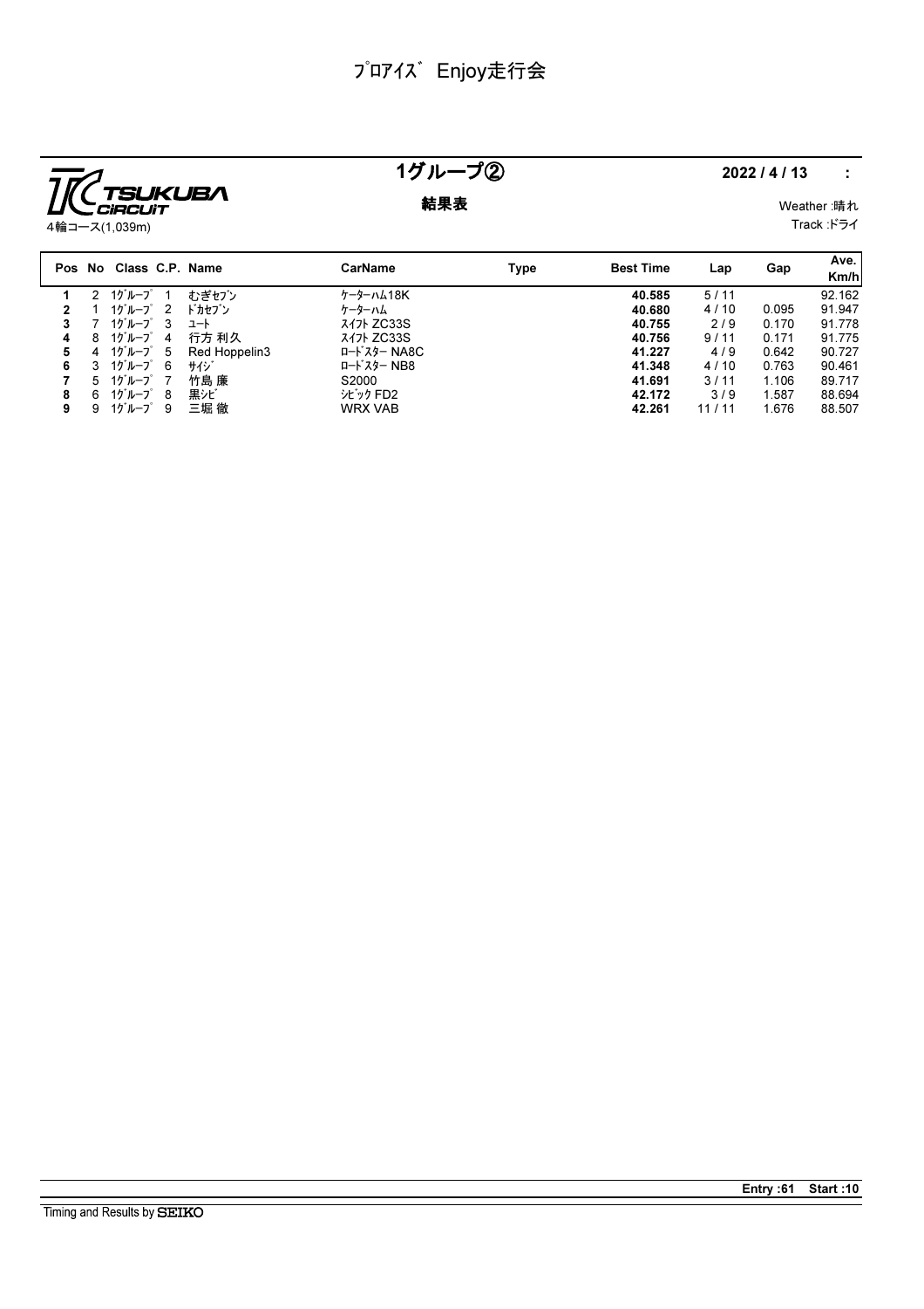# ﾌﾟﾛｱｲｽﾞ Enjoy走行会

TSUKUBA CIRCUIT
4輪コース(1,039m)

## 1グループ②

**結果表**

**2022 / 4 / 13 :**

Weather :晴れ
Track :ドライ

| Pos | No | Class | C.P. | Name | CarName | Type | Best Time | Lap | Gap | Ave. Km/h |
|---|---|---|---|---|---|---|---|---|---|---|
| **1** | 2 | 1ｸﾞﾙｰﾌﾟ | 1 | むぎｾﾌﾞﾝ | ｹｰﾀｰﾊﾑ18K | | **40.585** | 5 / 11 | | 92.162 |
| **2** | 1 | 1ｸﾞﾙｰﾌﾟ | 2 | ﾄﾞｶｾﾌﾞﾝ | ｹｰﾀｰﾊﾑ | | **40.680** | 4 / 10 | 0.095 | 91.947 |
| **3** | 7 | 1ｸﾞﾙｰﾌﾟ | 3 | ﾕｰﾄ | ｽｲﾌﾄ ZC33S | | **40.755** | 2 / 9 | 0.170 | 91.778 |
| **4** | 8 | 1ｸﾞﾙｰﾌﾟ | 4 | 行方 利久 | ｽｲﾌﾄ ZC33S | | **40.756** | 9 / 11 | 0.171 | 91.775 |
| **5** | 4 | 1ｸﾞﾙｰﾌﾟ | 5 | Red Hoppelin3 | ﾛｰﾄﾞｽﾀｰ NA8C | | **41.227** | 4 / 9 | 0.642 | 90.727 |
| **6** | 3 | 1ｸﾞﾙｰﾌﾟ | 6 | ｻｲｼﾞ | ﾛｰﾄﾞｽﾀｰ NB8 | | **41.348** | 4 / 10 | 0.763 | 90.461 |
| **7** | 5 | 1ｸﾞﾙｰﾌﾟ | 7 | 竹島 廉 | S2000 | | **41.691** | 3 / 11 | 1.106 | 89.717 |
| **8** | 6 | 1ｸﾞﾙｰﾌﾟ | 8 | 黒ｼﾋﾞ | ｼﾋﾞｯｸ FD2 | | **42.172** | 3 / 9 | 1.587 | 88.694 |
| **9** | 9 | 1ｸﾞﾙｰﾌﾟ | 9 | 三堀 徹 | WRX VAB | | **42.261** | 11 / 11 | 1.676 | 88.507 |

**Entry :61 Start :10**

Timing and Results by SEIKO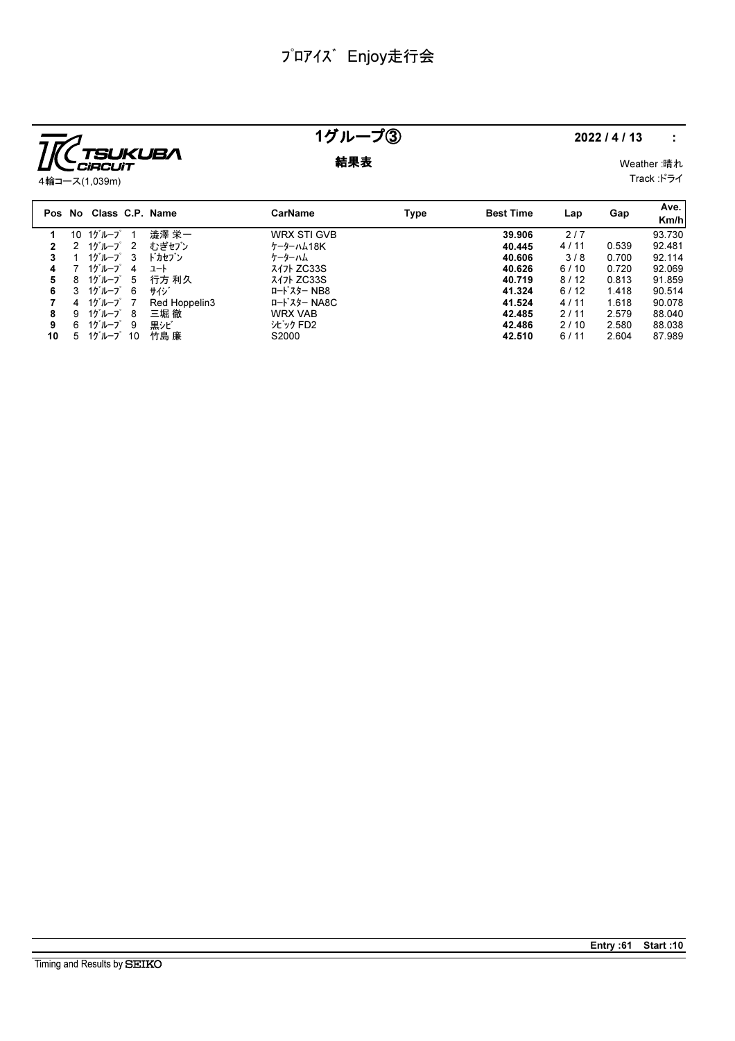# ﾌﾟﾛｱｲｽﾞ Enjoy走行会

TSUKUBA CIRCUIT

4輪コース(1,039m)

## 1グループ③

**結果表**

**2022 / 4 / 13　:**

Weather :晴れ

Track :ドライ

| Pos | No | Class | C.P. | Name | CarName | Type | Best Time | Lap | Gap | Ave. Km/h |
|---|---|---|---|---|---|---|---|---|---|---|
| 1 | 10 | 1ｸﾞﾙｰﾌﾟ | 1 | 澁澤 栄一 | WRX STI GVB | | **39.906** | 2 / 7 | | 93.730 |
| 2 | 2 | 1ｸﾞﾙｰﾌﾟ | 2 | むぎセブン | ｹｰﾀｰﾊﾑ18K | | **40.445** | 4 / 11 | 0.539 | 92.481 |
| 3 | 1 | 1ｸﾞﾙｰﾌﾟ | 3 | ﾄﾞｶｾﾌﾞﾝ | ｹｰﾀｰﾊﾑ | | **40.606** | 3 / 8 | 0.700 | 92.114 |
| 4 | 7 | 1ｸﾞﾙｰﾌﾟ | 4 | ﾕｰﾄ | ｽｲﾌﾄ ZC33S | | **40.626** | 6 / 10 | 0.720 | 92.069 |
| 5 | 8 | 1ｸﾞﾙｰﾌﾟ | 5 | 行方 利久 | ｽｲﾌﾄ ZC33S | | **40.719** | 8 / 12 | 0.813 | 91.859 |
| 6 | 3 | 1ｸﾞﾙｰﾌﾟ | 6 | ｻｲｼﾞ | ﾛｰﾄﾞｽﾀｰ NB8 | | **41.324** | 6 / 12 | 1.418 | 90.514 |
| 7 | 4 | 1ｸﾞﾙｰﾌﾟ | 7 | Red Hoppelin3 | ﾛｰﾄﾞｽﾀｰ NA8C | | **41.524** | 4 / 11 | 1.618 | 90.078 |
| 8 | 9 | 1ｸﾞﾙｰﾌﾟ | 8 | 三堀 徹 | WRX VAB | | **42.485** | 2 / 11 | 2.579 | 88.040 |
| 9 | 6 | 1ｸﾞﾙｰﾌﾟ | 9 | 黒ｼﾋﾞ | ｼﾋﾞｯｸ FD2 | | **42.486** | 2 / 10 | 2.580 | 88.038 |
| 10 | 5 | 1ｸﾞﾙｰﾌﾟ | 10 | 竹島 廉 | S2000 | | **42.510** | 6 / 11 | 2.604 | 87.989 |

**Entry :61　Start :10**

Timing and Results by SEIKO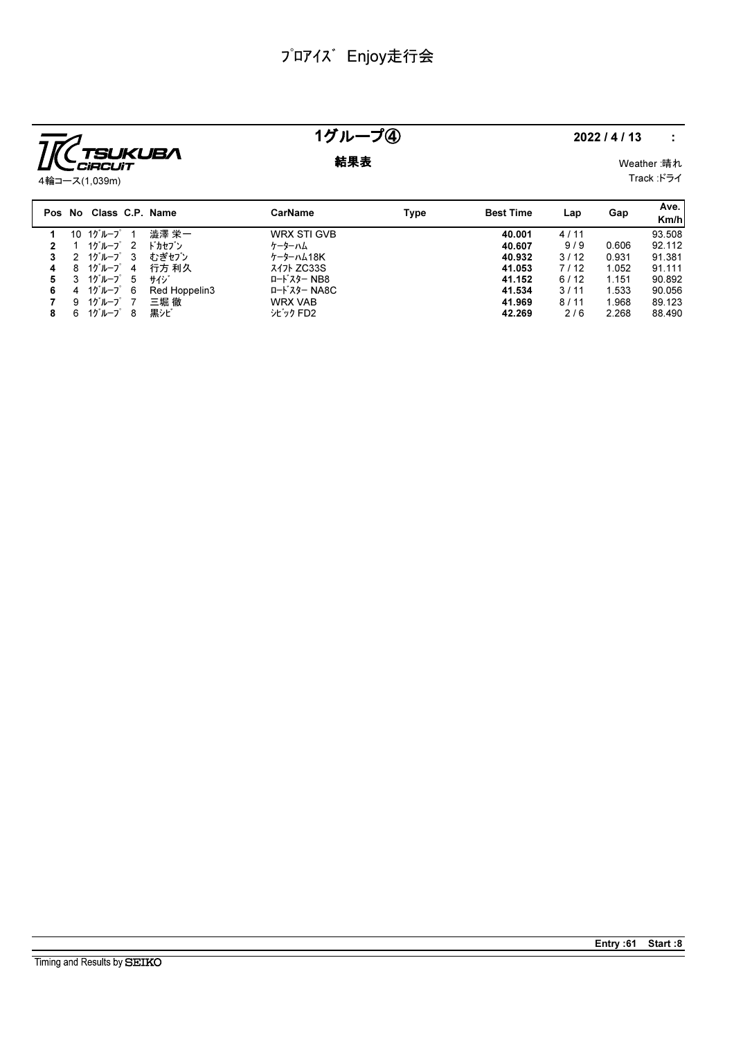# ﾌﾟﾛｱｲｽﾞ Enjoy走行会

TSUKUBA CIRCUIT
4輪コース(1,039m)

## 1グループ④

**結果表**

**2022 / 4 / 13 :**

Weather :晴れ
Track :ドライ

| Pos | No | Class | C.P. | Name | CarName | Type | Best Time | Lap | Gap | Ave. Km/h |
|---|---|---|---|---|---|---|---|---|---|---|
| 1 | 10 | 1ｸﾞﾙｰﾌﾟ | 1 | 澁澤 栄一 | WRX STI GVB | | **40.001** | 4 / 11 | | 93.508 |
| 2 | 1 | 1ｸﾞﾙｰﾌﾟ | 2 | ﾄﾞｶｾﾌﾞﾝ | ｹｰﾀｰﾊﾑ | | **40.607** | 9 / 9 | 0.606 | 92.112 |
| 3 | 2 | 1ｸﾞﾙｰﾌﾟ | 3 | むぎｾﾌﾞﾝ | ｹｰﾀｰﾊﾑ18K | | **40.932** | 3 / 12 | 0.931 | 91.381 |
| 4 | 8 | 1ｸﾞﾙｰﾌﾟ | 4 | 行方 利久 | ｽｲﾌﾄ ZC33S | | **41.053** | 7 / 12 | 1.052 | 91.111 |
| 5 | 3 | 1ｸﾞﾙｰﾌﾟ | 5 | ｻｲｼﾞ | ﾛｰﾄﾞｽﾀｰ NB8 | | **41.152** | 6 / 12 | 1.151 | 90.892 |
| 6 | 4 | 1ｸﾞﾙｰﾌﾟ | 6 | Red Hoppelin3 | ﾛｰﾄﾞｽﾀｰ NA8C | | **41.534** | 3 / 11 | 1.533 | 90.056 |
| 7 | 9 | 1ｸﾞﾙｰﾌﾟ | 7 | 三堀 徹 | WRX VAB | | **41.969** | 8 / 11 | 1.968 | 89.123 |
| 8 | 6 | 1ｸﾞﾙｰﾌﾟ | 8 | 黒ｼﾋﾞ | ｼﾋﾞｯｸ FD2 | | **42.269** | 2 / 6 | 2.268 | 88.490 |

**Entry :61 Start :8**

Timing and Results by SEIKO